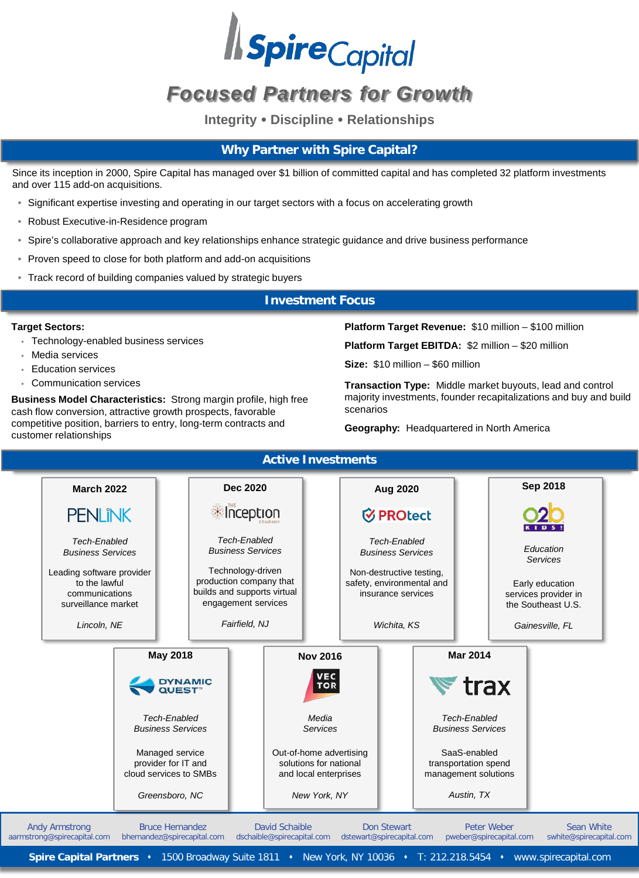# Spire Capital

## Focused Partners for Growth

**Integrity • Discipline • Relationships**

## Why Partner with Spire Capital?

Since its inception in 2000, Spire Capital has managed over $1 billion of committed capital and has completed 32 platform investments and over 115 add-on acquisitions.

- Significant expertise investing and operating in our target sectors with a focus on accelerating growth
- Robust Executive-in-Residence program
- Spire's collaborative approach and key relationships enhance strategic guidance and drive business performance
- Proven speed to close for both platform and add-on acquisitions
- Track record of building companies valued by strategic buyers

## Investment Focus

**Target Sectors:**

- Technology-enabled business services
- Media services
- Education services
- Communication services

**Business Model Characteristics:** Strong margin profile, high free cash flow conversion, attractive growth prospects, favorable competitive position, barriers to entry, long-term contracts and customer relationships

**Platform Target Revenue:** $10 million – $100 million

**Platform Target EBITDA:** $2 million – $20 million

**Size:** $10 million – $60 million

**Transaction Type:** Middle market buyouts, lead and control majority investments, founder recapitalizations and buy and build scenarios

**Geography:** Headquartered in North America

## Active Investments

**March 2022**
PENLINK
*Tech-Enabled Business Services*
Leading software provider to the lawful communications surveillance market
*Lincoln, NE*

**Dec 2020**
The Inception Company
*Tech-Enabled Business Services*
Technology-driven production company that builds and supports virtual engagement services
*Fairfield, NJ*

**Aug 2020**
PROtect
*Tech-Enabled Business Services*
Non-destructive testing, safety, environmental and insurance services
*Wichita, KS*

**Sep 2018**
o2b Kids!
*Education Services*
Early education services provider in the Southeast U.S.
*Gainesville, FL*

**May 2018**
Dynamic Quest
*Tech-Enabled Business Services*
Managed service provider for IT and cloud services to SMBs
*Greensboro, NC*

**Nov 2016**
VECTOR
*Media Services*
Out-of-home advertising solutions for national and local enterprises
*New York, NY*

**Mar 2014**
trax
*Tech-Enabled Business Services*
SaaS-enabled transportation spend management solutions
*Austin, TX*

---

Andy Armstrong – aarmstrong@spirecapital.com
Bruce Hernandez – bhernandez@spirecapital.com
David Schaible – dschaible@spirecapital.com
Don Stewart – dstewart@spirecapital.com
Peter Weber – pweber@spirecapital.com
Sean White – swhite@spirecapital.com

**Spire Capital Partners** • 1500 Broadway Suite 1811 • New York, NY 10036 • T: 212.218.5454 • www.spirecapital.com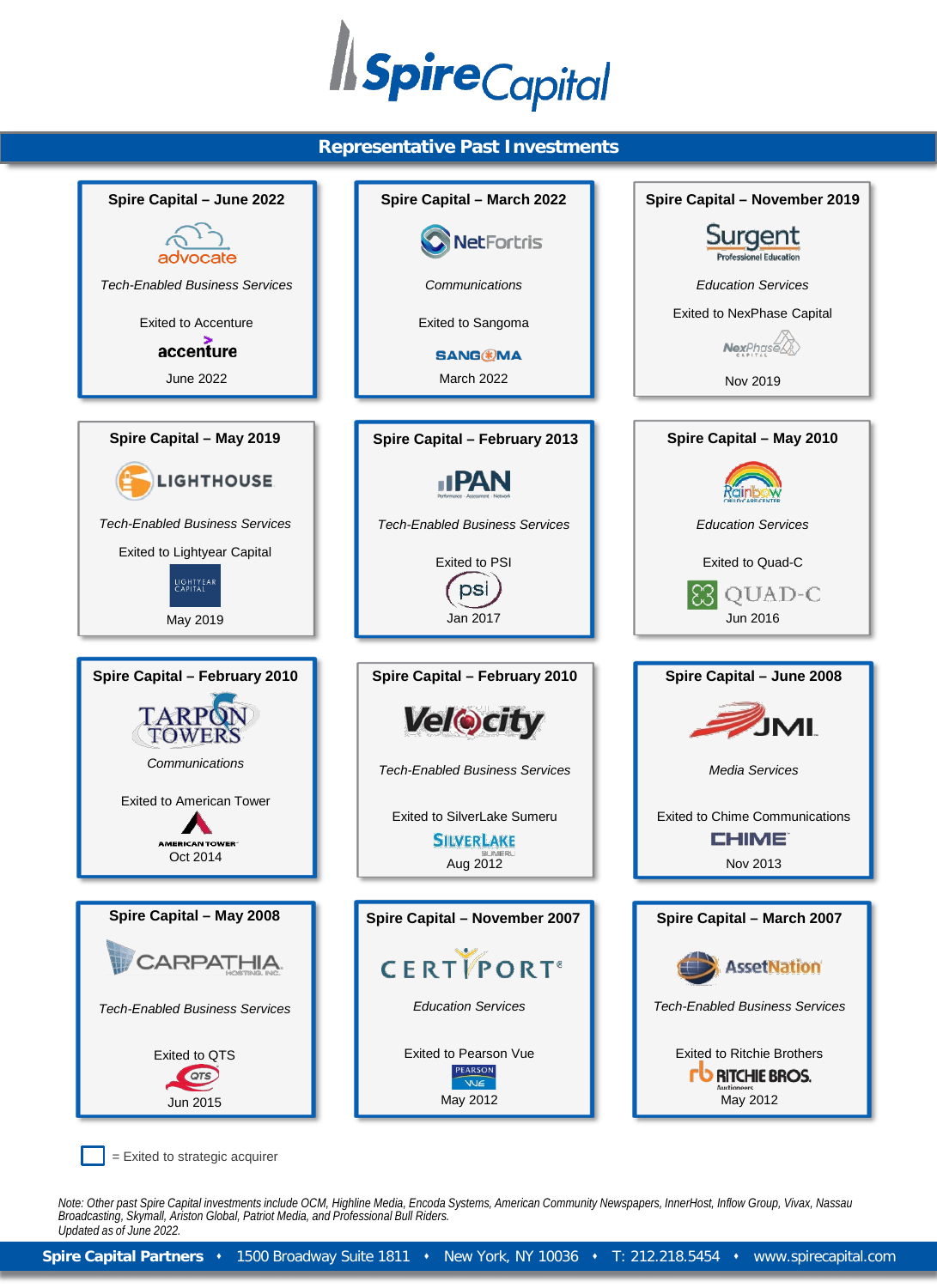# Spire Capital

## Representative Past Investments

**Spire Capital – June 2022**

advocate

*Tech-Enabled Business Services*

Exited to Accenture

accenture

June 2022

**Spire Capital – March 2022**

NetFortris

*Communications*

Exited to Sangoma

SANGOMA

March 2022

**Spire Capital – November 2019**

Surgent Professional Education

*Education Services*

Exited to NexPhase Capital

NexPhase Capital

Nov 2019

**Spire Capital – May 2019**

LIGHTHOUSE

*Tech-Enabled Business Services*

Exited to Lightyear Capital

LIGHTYEAR CAPITAL

May 2019

**Spire Capital – February 2013**

PAN

*Tech-Enabled Business Services*

Exited to PSI

psi

Jan 2017

**Spire Capital – May 2010**

Rainbow

*Education Services*

Exited to Quad-C

QUAD-C

Jun 2016

**Spire Capital – February 2010**

TARPON TOWERS

*Communications*

Exited to American Tower

AMERICAN TOWER

Oct 2014

**Spire Capital – February 2010**

Velocity

*Tech-Enabled Business Services*

Exited to SilverLake Sumeru

SILVERLAKE SUMERU

Aug 2012

**Spire Capital – June 2008**

JMI

*Media Services*

Exited to Chime Communications

CHIME

Nov 2013

**Spire Capital – May 2008**

CARPATHIA HOSTING, INC.

*Tech-Enabled Business Services*

Exited to QTS

QTS

Jun 2015

**Spire Capital – November 2007**

CERTIPORT

*Education Services*

Exited to Pearson Vue

PEARSON VUE

May 2012

**Spire Capital – March 2007**

AssetNation

*Tech-Enabled Business Services*

Exited to Ritchie Brothers

RITCHIE BROS. Auctioneers

May 2012

☐ = Exited to strategic acquirer

*Note: Other past Spire Capital investments include OCM, Highline Media, Encoda Systems, American Community Newspapers, InnerHost, Inflow Group, Vivax, Nassau Broadcasting, Skymall, Ariston Global, Patriot Media, and Professional Bull Riders.*
*Updated as of June 2022.*

**Spire Capital Partners** • 1500 Broadway Suite 1811 • New York, NY 10036 • T: 212.218.5454 • www.spirecapital.com